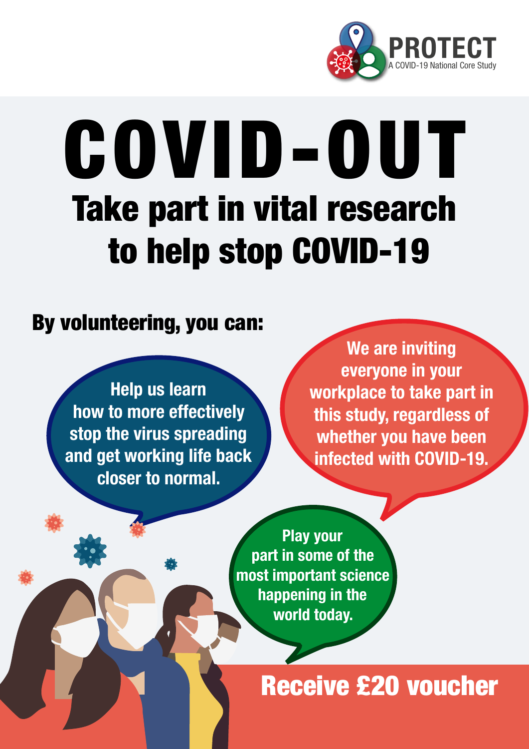PROTECT

A COVID-19 National Core Study

# COVID-OUT

## Take part in vital research to help stop COVID-19

### By volunteering, you can:

Help us learn how to more effectively stop the virus spreading and get working life back closer to normal.

We are inviting everyone in your workplace to take part in this study, regardless of whether you have been infected with COVID-19.

Play your part in some of the most important science happening in the world today.

## Receive £20 voucher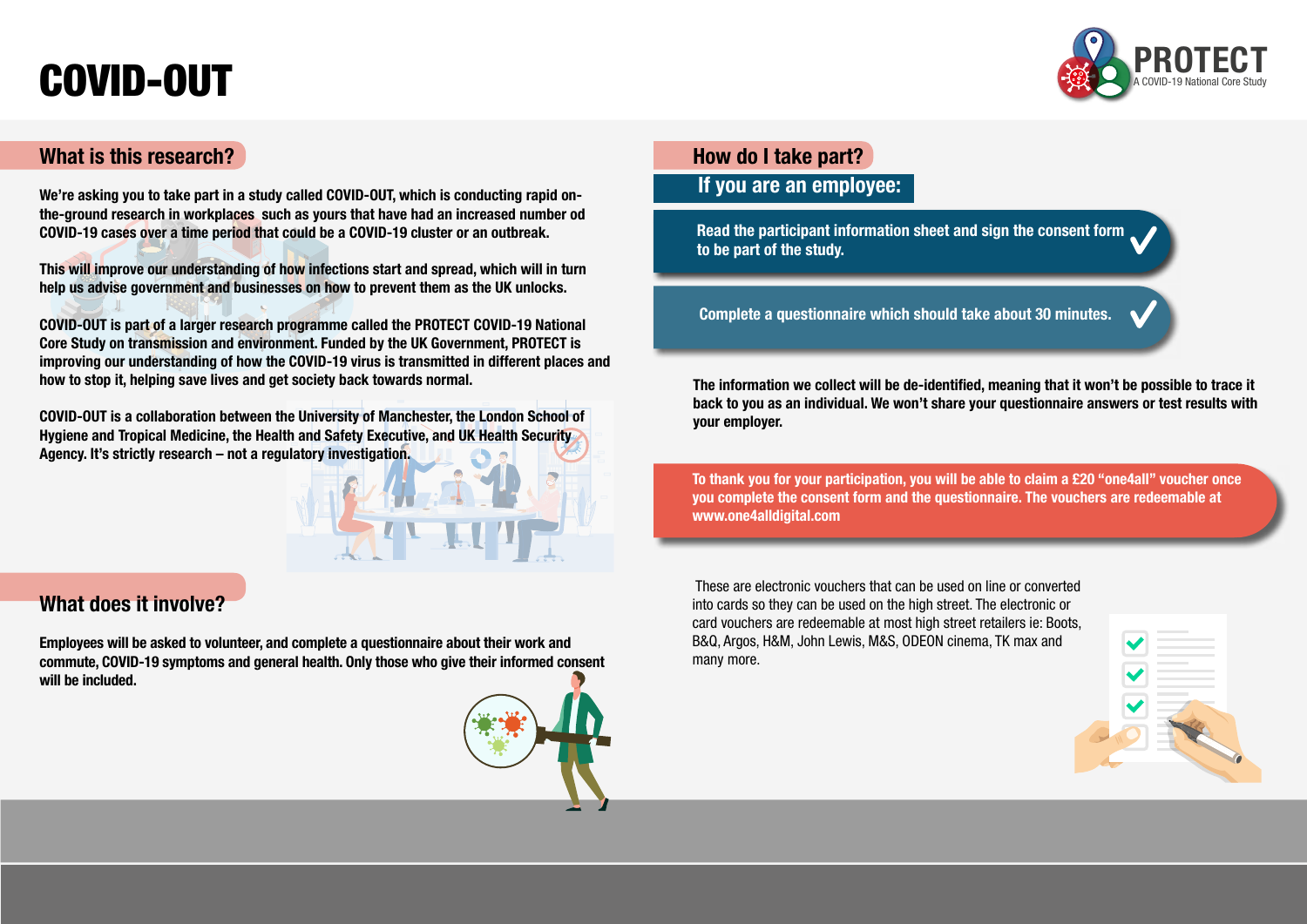# COVID-OUT

PROTECT
A COVID-19 National Core Study

## What is this research?

**We're asking you to take part in a study called COVID-OUT, which is conducting rapid on-the-ground research in workplaces such as yours that have had an increased number od COVID-19 cases over a time period that could be a COVID-19 cluster or an outbreak.**

**This will improve our understanding of how infections start and spread, which will in turn help us advise government and businesses on how to prevent them as the UK unlocks.**

**COVID-OUT is part of a larger research programme called the PROTECT COVID-19 National Core Study on transmission and environment. Funded by the UK Government, PROTECT is improving our understanding of how the COVID-19 virus is transmitted in different places and how to stop it, helping save lives and get society back towards normal.**

**COVID-OUT is a collaboration between the University of Manchester, the London School of Hygiene and Tropical Medicine, the Health and Safety Executive, and UK Health Security Agency. It's strictly research – not a regulatory investigation.**

## What does it involve?

**Employees will be asked to volunteer, and complete a questionnaire about their work and commute, COVID-19 symptoms and general health. Only those who give their informed consent will be included.**

## How do I take part?

### If you are an employee:

- **Read the participant information sheet and sign the consent form to be part of the study.** ✓
- **Complete a questionnaire which should take about 30 minutes.** ✓

**The information we collect will be de-identified, meaning that it won't be possible to trace it back to you as an individual. We won't share your questionnaire answers or test results with your employer.**

**To thank you for your participation, you will be able to claim a £20 "one4all" voucher once you complete the consent form and the questionnaire. The vouchers are redeemable at www.one4alldigital.com**

These are electronic vouchers that can be used on line or converted into cards so they can be used on the high street. The electronic or card vouchers are redeemable at most high street retailers ie: Boots, B&Q, Argos, H&M, John Lewis, M&S, ODEON cinema, TK max and many more.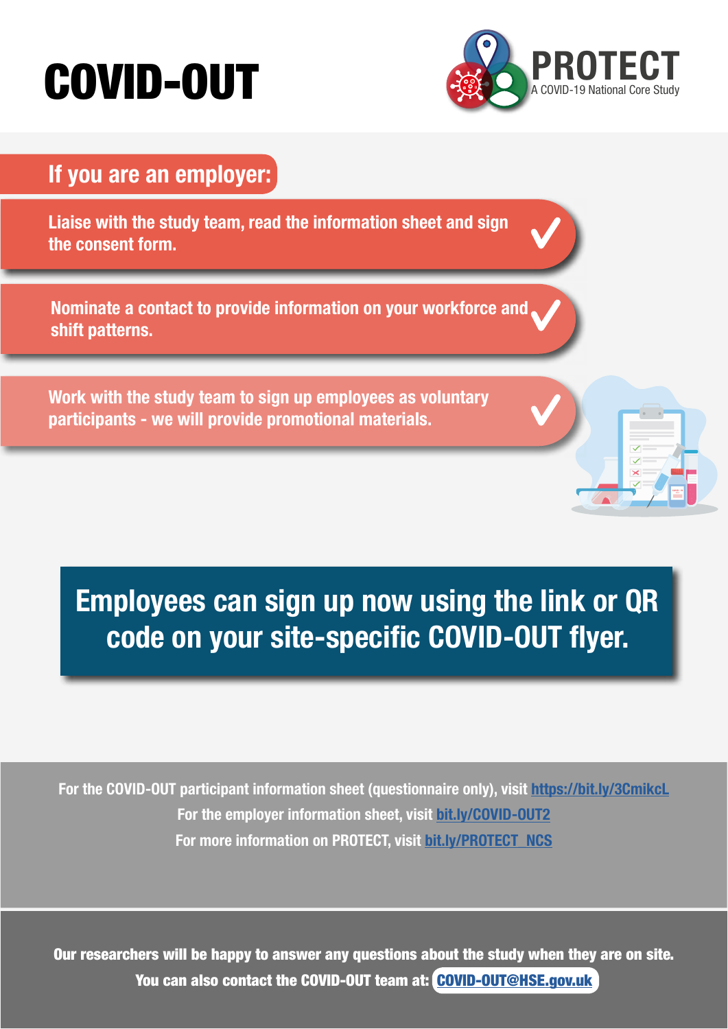# COVID-OUT

**PROTECT**
A COVID-19 National Core Study

## If you are an employer:

- **Liaise with the study team, read the information sheet and sign the consent form.** ✓
- **Nominate a contact to provide information on your workforce and shift patterns.** ✓
- **Work with the study team to sign up employees as voluntary participants - we will provide promotional materials.** ✓

**Employees can sign up now using the link or QR code on your site-specific COVID-OUT flyer.**

For the COVID-OUT participant information sheet (questionnaire only), visit https://bit.ly/3CmikcL
For the employer information sheet, visit bit.ly/COVID-OUT2
For more information on PROTECT, visit bit.ly/PROTECT_NCS

**Our researchers will be happy to answer any questions about the study when they are on site.**
**You can also contact the COVID-OUT team at: COVID-OUT@HSE.gov.uk**